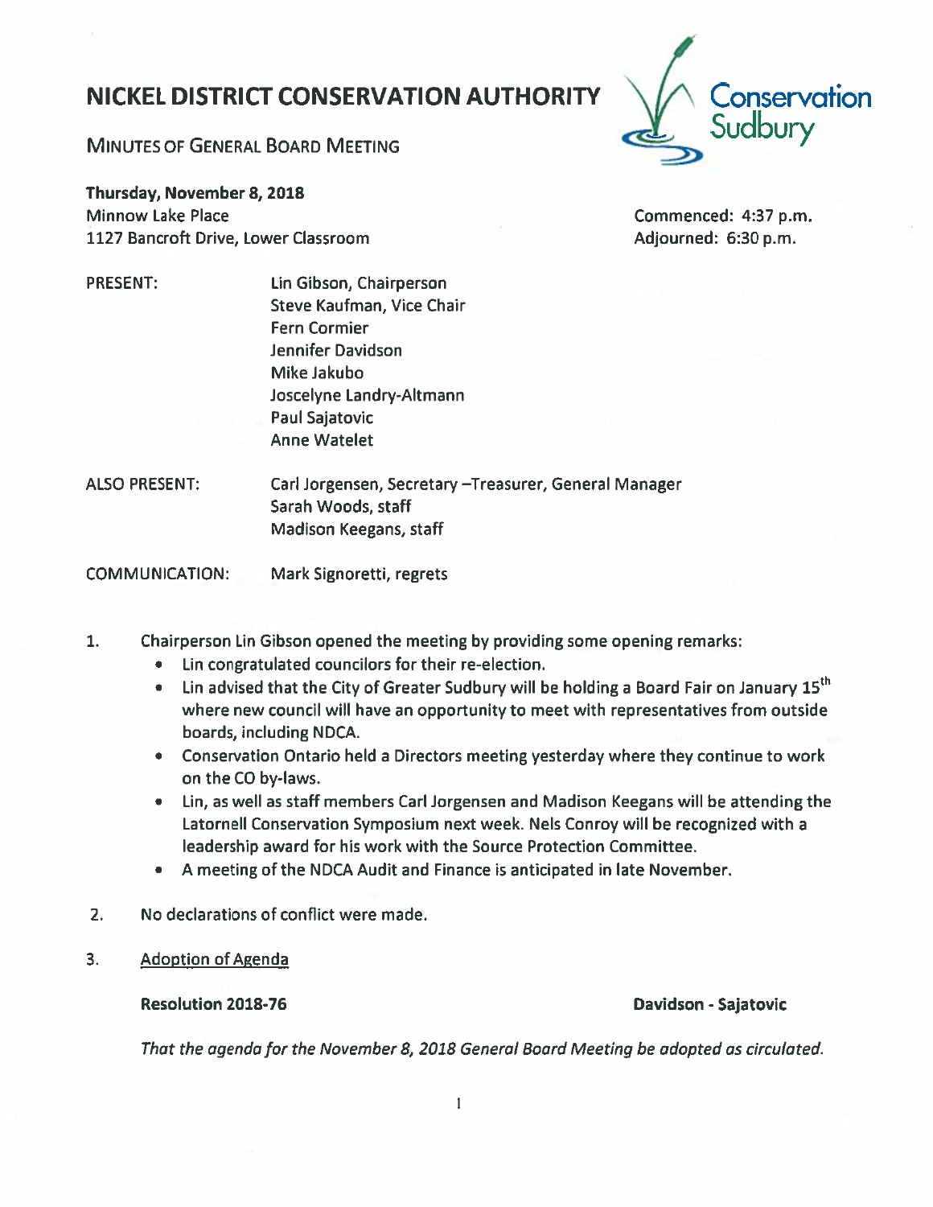# NICKEL DISTRICT CONSERVATION AUTHORITY

Conservation Sudbury

MINUTES OF GENERAL BOARD MEETING

**Thursday, November 8, 2018**
Minnow Lake Place
1127 Bancroft Drive, Lower Classroom

Commenced: 4:37 p.m.
Adjourned: 6:30 p.m.

PRESENT: Lin Gibson, Chairperson
Steve Kaufman, Vice Chair
Fern Cormier
Jennifer Davidson
Mike Jakubo
Joscelyne Landry-Altmann
Paul Sajatovic
Anne Watelet

ALSO PRESENT: Carl Jorgensen, Secretary –Treasurer, General Manager
Sarah Woods, staff
Madison Keegans, staff

COMMUNICATION: Mark Signoretti, regrets

1. Chairperson Lin Gibson opened the meeting by providing some opening remarks:
   - Lin congratulated councilors for their re-election.
   - Lin advised that the City of Greater Sudbury will be holding a Board Fair on January 15th where new council will have an opportunity to meet with representatives from outside boards, including NDCA.
   - Conservation Ontario held a Directors meeting yesterday where they continue to work on the CO by-laws.
   - Lin, as well as staff members Carl Jorgensen and Madison Keegans will be attending the Latornell Conservation Symposium next week. Nels Conroy will be recognized with a leadership award for his work with the Source Protection Committee.
   - A meeting of the NDCA Audit and Finance is anticipated in late November.

2. No declarations of conflict were made.

3. Adoption of Agenda

**Resolution 2018-76** **Davidson - Sajatovic**

*That the agenda for the November 8, 2018 General Board Meeting be adopted as circulated.*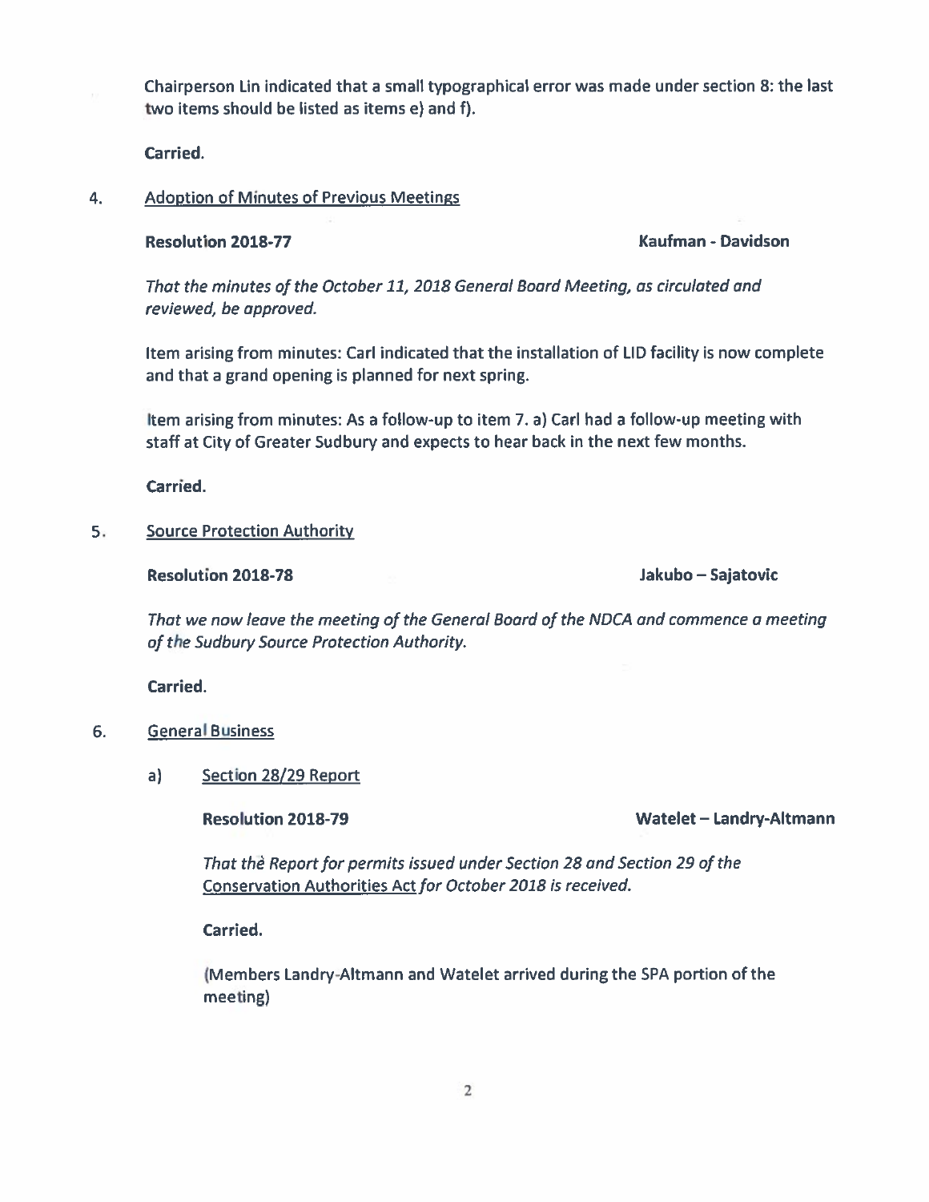Chairperson Lin indicated that a small typographical error was made under section 8: the last two items should be listed as items e) and f).

**Carried.**

4. Adoption of Minutes of Previous Meetings

**Resolution 2018-77** **Kaufman - Davidson**

*That the minutes of the October 11, 2018 General Board Meeting, as circulated and reviewed, be approved.*

Item arising from minutes: Carl indicated that the installation of LID facility is now complete and that a grand opening is planned for next spring.

Item arising from minutes: As a follow-up to item 7. a) Carl had a follow-up meeting with staff at City of Greater Sudbury and expects to hear back in the next few months.

**Carried.**

5. Source Protection Authority

**Resolution 2018-78** **Jakubo – Sajatovic**

*That we now leave the meeting of the General Board of the NDCA and commence a meeting of the Sudbury Source Protection Authority.*

**Carried.**

6. General Business

a) Section 28/29 Report

**Resolution 2018-79** **Watelet – Landry-Altmann**

*That the Report for permits issued under Section 28 and Section 29 of the Conservation Authorities Act for October 2018 is received.*

**Carried.**

(Members Landry-Altmann and Watelet arrived during the SPA portion of the meeting)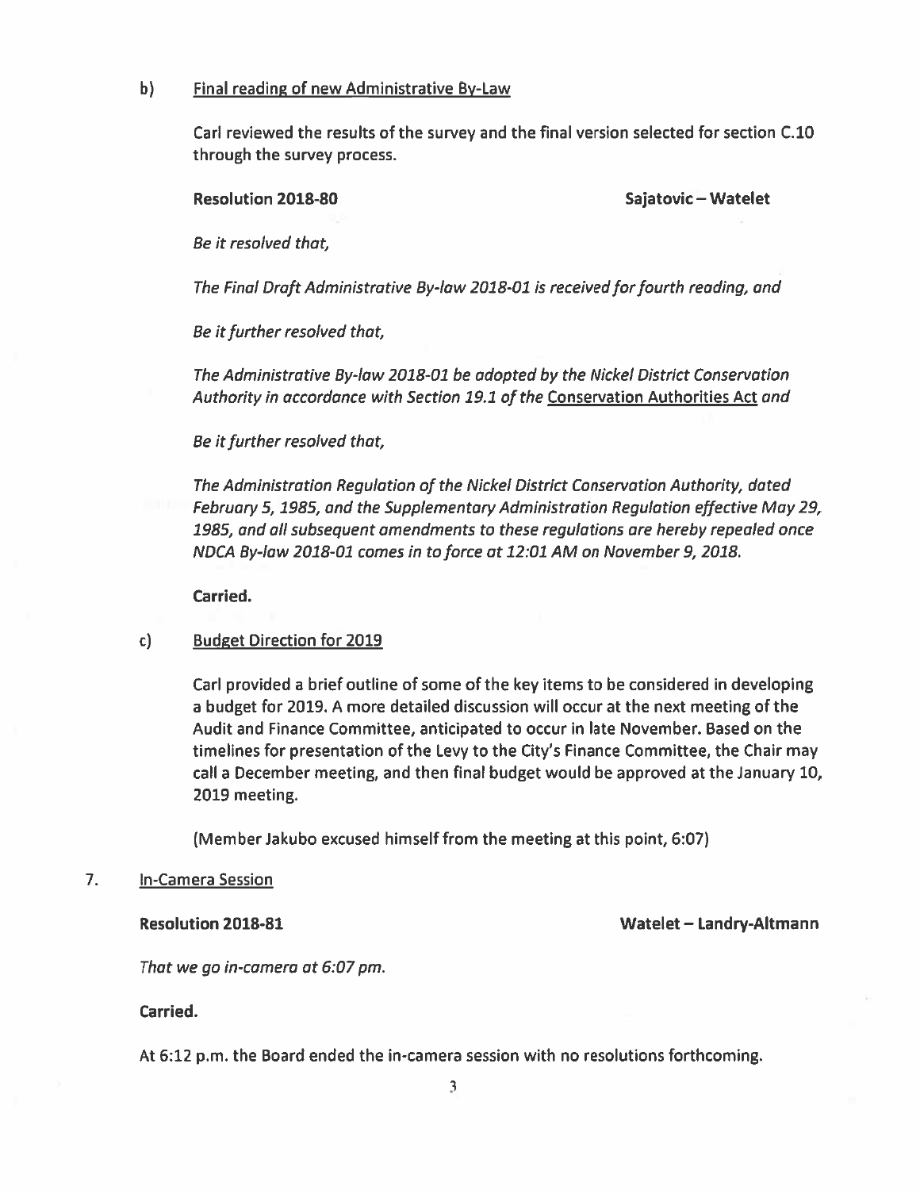b) <u>Final reading of new Administrative By-Law</u>

Carl reviewed the results of the survey and the final version selected for section C.10 through the survey process.

**Resolution 2018-80** **Sajatovic – Watelet**

*Be it resolved that,*

*The Final Draft Administrative By-law 2018-01 is received for fourth reading, and*

*Be it further resolved that,*

*The Administrative By-law 2018-01 be adopted by the Nickel District Conservation Authority in accordance with Section 19.1 of the <u>Conservation Authorities Act</u> and*

*Be it further resolved that,*

*The Administration Regulation of the Nickel District Conservation Authority, dated February 5, 1985, and the Supplementary Administration Regulation effective May 29, 1985, and all subsequent amendments to these regulations are hereby repealed once NDCA By-law 2018-01 comes in to force at 12:01 AM on November 9, 2018.*

**Carried.**

c) <u>Budget Direction for 2019</u>

Carl provided a brief outline of some of the key items to be considered in developing a budget for 2019. A more detailed discussion will occur at the next meeting of the Audit and Finance Committee, anticipated to occur in late November. Based on the timelines for presentation of the Levy to the City's Finance Committee, the Chair may call a December meeting, and then final budget would be approved at the January 10, 2019 meeting.

(Member Jakubo excused himself from the meeting at this point, 6:07)

7. <u>In-Camera Session</u>

**Resolution 2018-81** **Watelet – Landry-Altmann**

*That we go in-camera at 6:07 pm.*

**Carried.**

At 6:12 p.m. the Board ended the in-camera session with no resolutions forthcoming.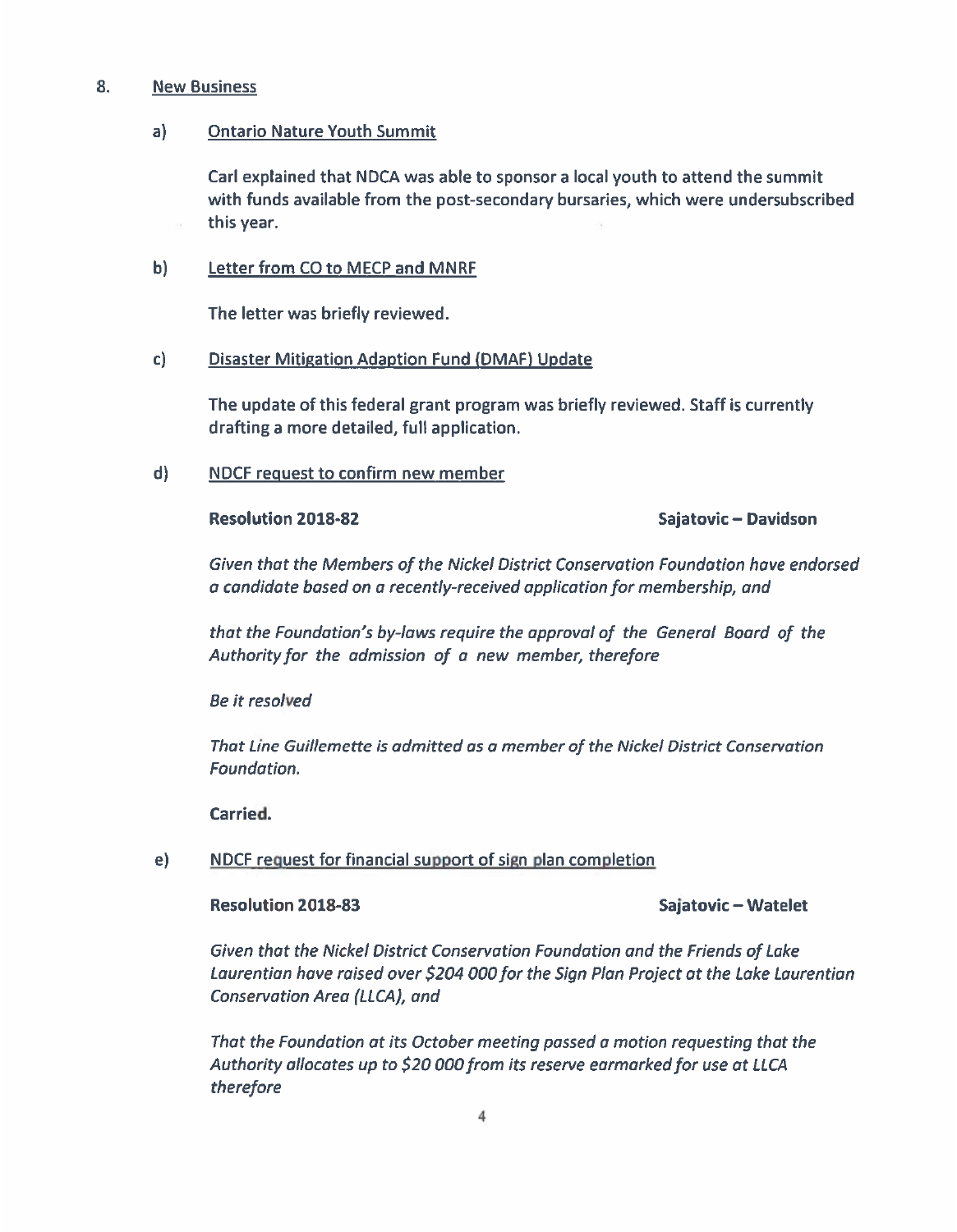## 8. New Business

### a) Ontario Nature Youth Summit

Carl explained that NDCA was able to sponsor a local youth to attend the summit with funds available from the post-secondary bursaries, which were undersubscribed this year.

### b) Letter from CO to MECP and MNRF

The letter was briefly reviewed.

### c) Disaster Mitigation Adaption Fund (DMAF) Update

The update of this federal grant program was briefly reviewed. Staff is currently drafting a more detailed, full application.

### d) NDCF request to confirm new member

**Resolution 2018-82** **Sajatovic – Davidson**

*Given that the Members of the Nickel District Conservation Foundation have endorsed a candidate based on a recently-received application for membership, and*

*that the Foundation's by-laws require the approval of the General Board of the Authority for the admission of a new member, therefore*

*Be it resolved*

*That Line Guillemette is admitted as a member of the Nickel District Conservation Foundation.*

**Carried.**

### e) NDCF request for financial support of sign plan completion

**Resolution 2018-83** **Sajatovic – Watelet**

*Given that the Nickel District Conservation Foundation and the Friends of Lake Laurentian have raised over $204 000 for the Sign Plan Project at the Lake Laurentian Conservation Area (LLCA), and*

*That the Foundation at its October meeting passed a motion requesting that the Authority allocates up to $20 000 from its reserve earmarked for use at LLCA therefore*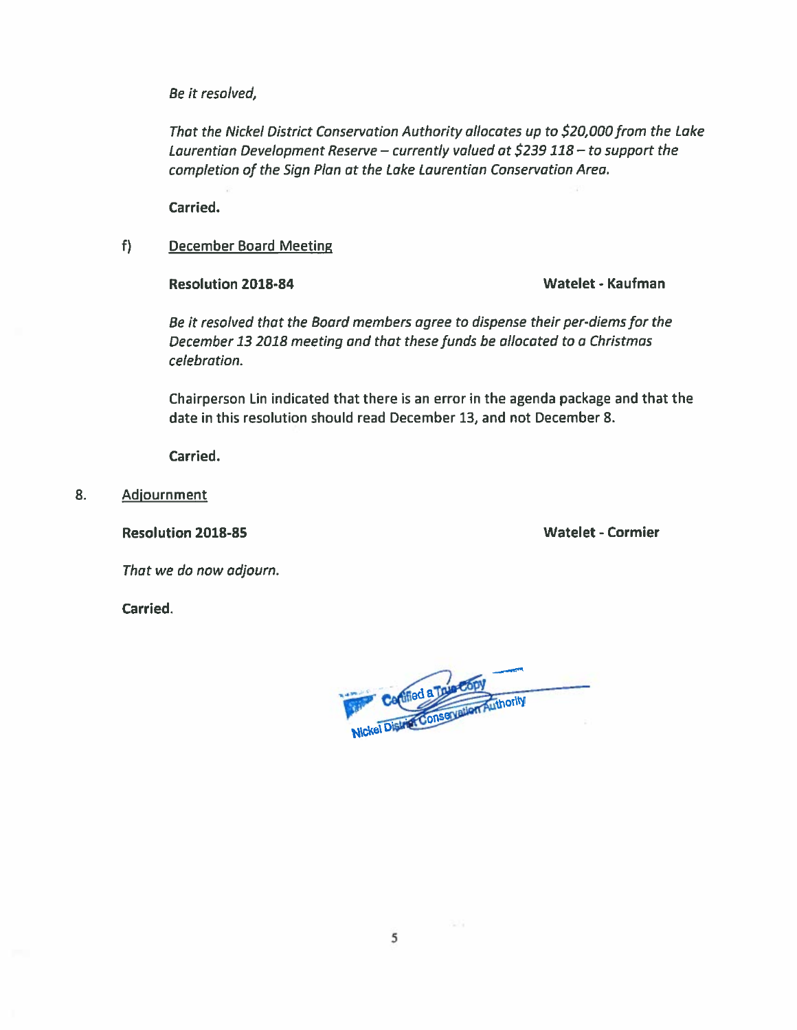*Be it resolved,*

*That the Nickel District Conservation Authority allocates up to $20,000 from the Lake Laurentian Development Reserve – currently valued at $239 118 – to support the completion of the Sign Plan at the Lake Laurentian Conservation Area.*

**Carried.**

f) <u>December Board Meeting</u>

**Resolution 2018-84** **Watelet - Kaufman**

*Be it resolved that the Board members agree to dispense their per-diems for the December 13 2018 meeting and that these funds be allocated to a Christmas celebration.*

Chairperson Lin indicated that there is an error in the agenda package and that the date in this resolution should read December 13, and not December 8.

**Carried.**

8. <u>Adjournment</u>

**Resolution 2018-85** **Watelet - Cormier**

*That we do now adjourn.*

**Carried.**

Certified a True Copy
Nickel District Conservation Authority